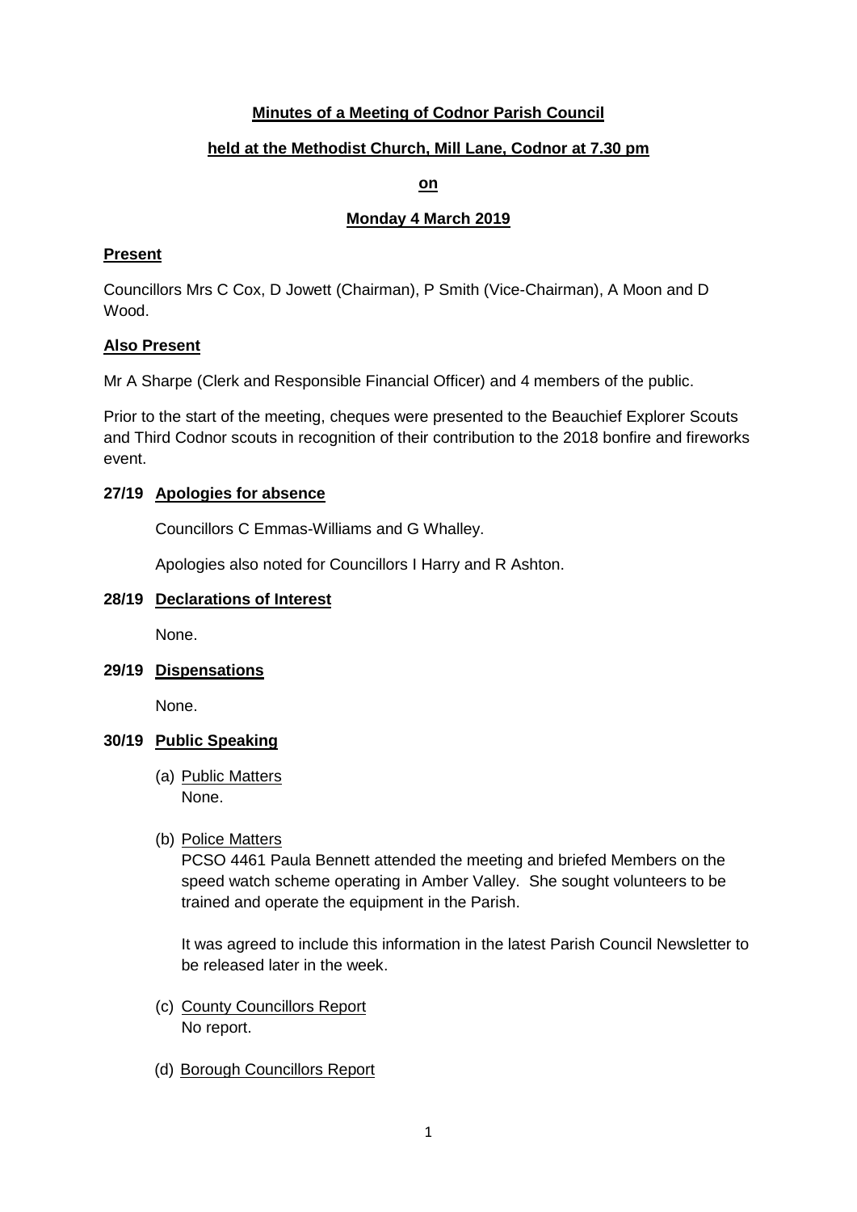# Minutes of a Meeting of Codnor Parish Council

## held at the Methodist Church, Mill Lane, Codnor at 7.30 pm

**on**

**Monday 4 March 2019**

### Present

Councillors Mrs C Cox, D Jowett (Chairman), P Smith (Vice-Chairman), A Moon and D Wood.

### Also Present

Mr A Sharpe (Clerk and Responsible Financial Officer) and 4 members of the public.

Prior to the start of the meeting, cheques were presented to the Beauchief Explorer Scouts and Third Codnor scouts in recognition of their contribution to the 2018 bonfire and fireworks event.

### 27/19 Apologies for absence

Councillors C Emmas-Williams and G Whalley.

Apologies also noted for Councillors I Harry and R Ashton.

### 28/19 Declarations of Interest

None.

### 29/19 Dispensations

None.

### 30/19 Public Speaking

(a) Public Matters
None.

(b) Police Matters
PCSO 4461 Paula Bennett attended the meeting and briefed Members on the speed watch scheme operating in Amber Valley. She sought volunteers to be trained and operate the equipment in the Parish.

It was agreed to include this information in the latest Parish Council Newsletter to be released later in the week.

(c) County Councillors Report
No report.

(d) Borough Councillors Report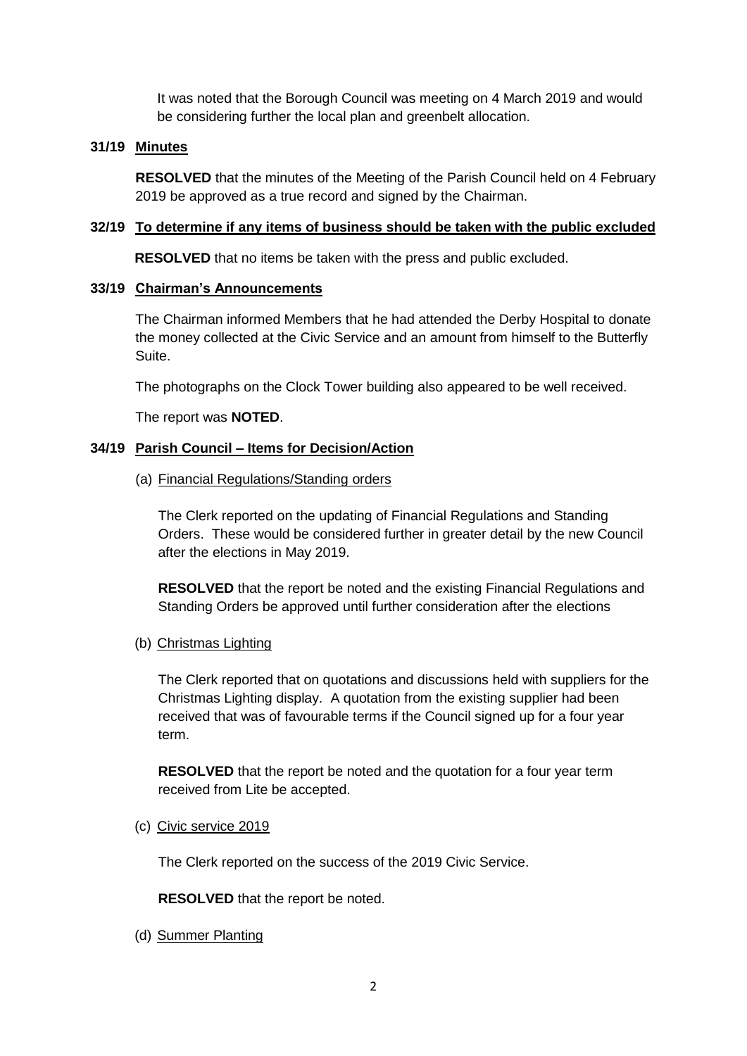It was noted that the Borough Council was meeting on 4 March 2019 and would be considering further the local plan and greenbelt allocation.

**31/19 Minutes**

**RESOLVED** that the minutes of the Meeting of the Parish Council held on 4 February 2019 be approved as a true record and signed by the Chairman.

**32/19 To determine if any items of business should be taken with the public excluded**

**RESOLVED** that no items be taken with the press and public excluded.

**33/19 Chairman's Announcements**

The Chairman informed Members that he had attended the Derby Hospital to donate the money collected at the Civic Service and an amount from himself to the Butterfly Suite.

The photographs on the Clock Tower building also appeared to be well received.

The report was **NOTED**.

**34/19 Parish Council – Items for Decision/Action**

(a) Financial Regulations/Standing orders

The Clerk reported on the updating of Financial Regulations and Standing Orders. These would be considered further in greater detail by the new Council after the elections in May 2019.

**RESOLVED** that the report be noted and the existing Financial Regulations and Standing Orders be approved until further consideration after the elections

(b) Christmas Lighting

The Clerk reported that on quotations and discussions held with suppliers for the Christmas Lighting display. A quotation from the existing supplier had been received that was of favourable terms if the Council signed up for a four year term.

**RESOLVED** that the report be noted and the quotation for a four year term received from Lite be accepted.

(c) Civic service 2019

The Clerk reported on the success of the 2019 Civic Service.

**RESOLVED** that the report be noted.

(d) Summer Planting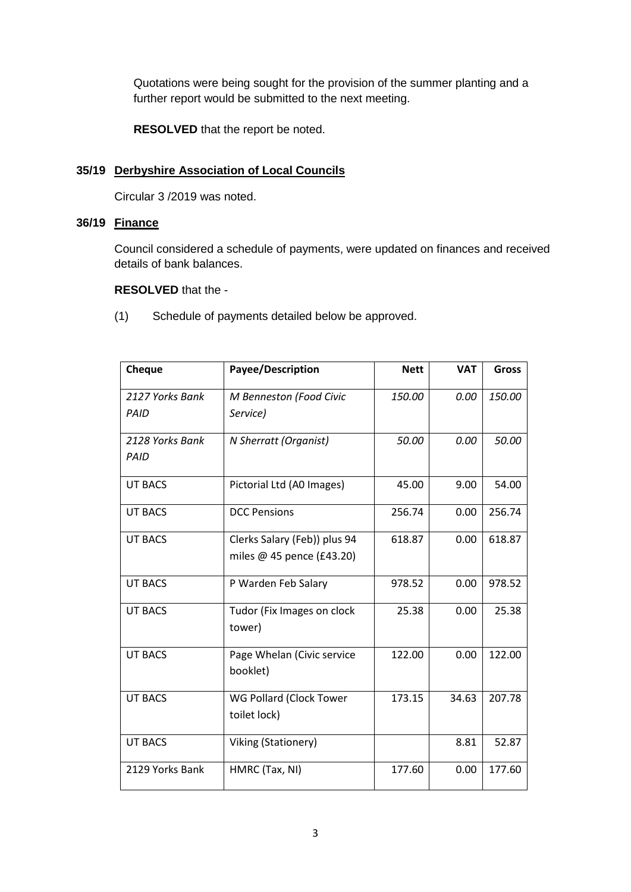Quotations were being sought for the provision of the summer planting and a further report would be submitted to the next meeting.

**RESOLVED** that the report be noted.

### 35/19 Derbyshire Association of Local Councils

Circular 3 /2019 was noted.

### 36/19 Finance

Council considered a schedule of payments, were updated on finances and received details of bank balances.

**RESOLVED** that the -

(1) Schedule of payments detailed below be approved.

| Cheque | Payee/Description | Nett | VAT | Gross |
|---|---|---|---|---|
| *2127 Yorks Bank PAID* | *M Benneston (Food Civic Service)* | *150.00* | *0.00* | *150.00* |
| *2128 Yorks Bank PAID* | *N Sherratt (Organist)* | *50.00* | *0.00* | *50.00* |
| UT BACS | Pictorial Ltd (A0 Images) | 45.00 | 9.00 | 54.00 |
| UT BACS | DCC Pensions | 256.74 | 0.00 | 256.74 |
| UT BACS | Clerks Salary (Feb)) plus 94 miles @ 45 pence (£43.20) | 618.87 | 0.00 | 618.87 |
| UT BACS | P Warden Feb Salary | 978.52 | 0.00 | 978.52 |
| UT BACS | Tudor (Fix Images on clock tower) | 25.38 | 0.00 | 25.38 |
| UT BACS | Page Whelan (Civic service booklet) | 122.00 | 0.00 | 122.00 |
| UT BACS | WG Pollard (Clock Tower toilet lock) | 173.15 | 34.63 | 207.78 |
| UT BACS | Viking (Stationery) | | 8.81 | 52.87 |
| 2129 Yorks Bank | HMRC (Tax, NI) | 177.60 | 0.00 | 177.60 |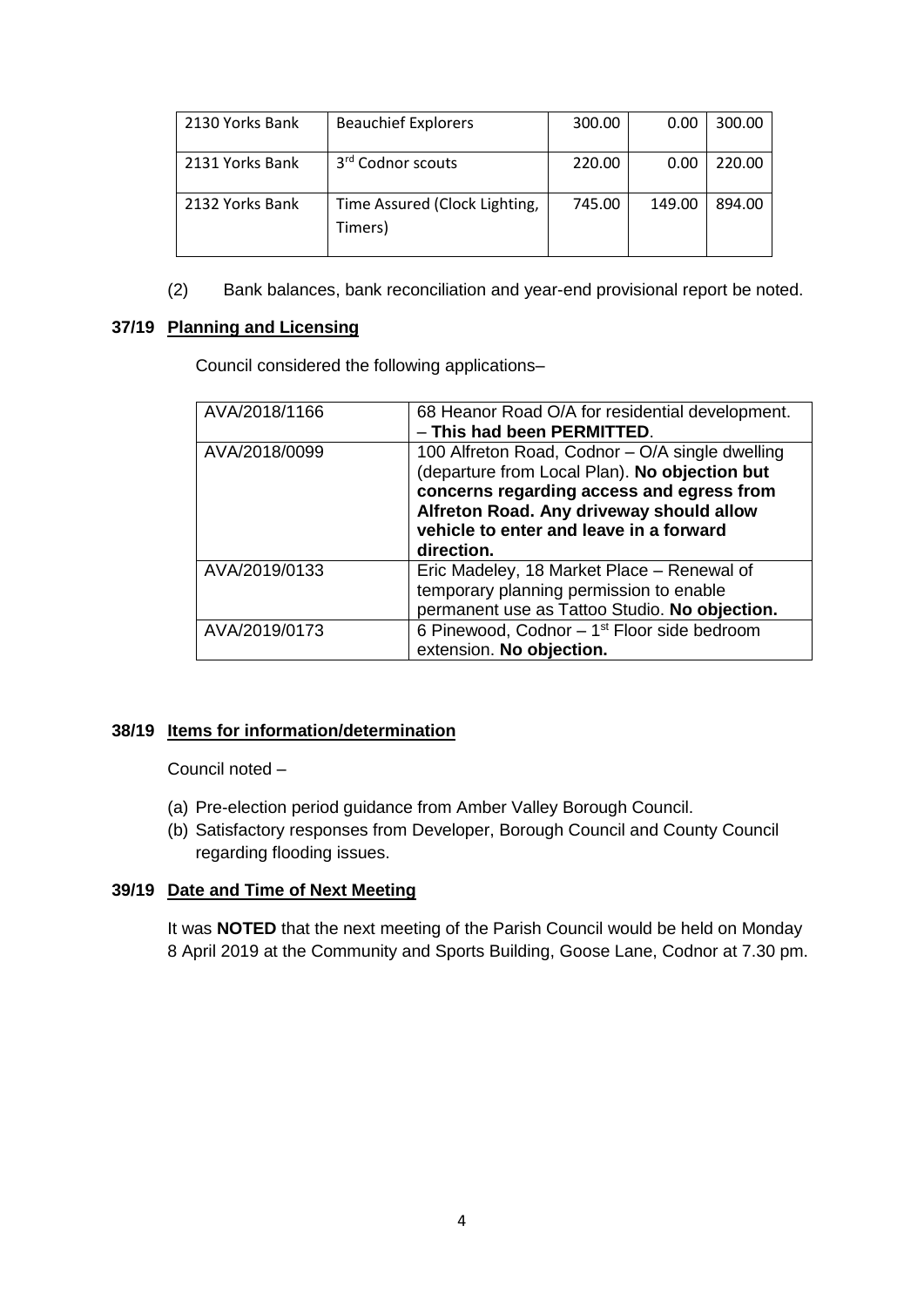| | | | | |
|---|---|---|---|---|
| 2130 Yorks Bank | Beauchief Explorers | 300.00 | 0.00 | 300.00 |
| 2131 Yorks Bank | 3rd Codnor scouts | 220.00 | 0.00 | 220.00 |
| 2132 Yorks Bank | Time Assured (Clock Lighting, Timers) | 745.00 | 149.00 | 894.00 |

(2) Bank balances, bank reconciliation and year-end provisional report be noted.

**37/19 Planning and Licensing**

Council considered the following applications–

| | |
|---|---|
| AVA/2018/1166 | 68 Heanor Road O/A for residential development. – **This had been PERMITTED**. |
| AVA/2018/0099 | 100 Alfreton Road, Codnor – O/A single dwelling (departure from Local Plan). **No objection but concerns regarding access and egress from Alfreton Road. Any driveway should allow vehicle to enter and leave in a forward direction.** |
| AVA/2019/0133 | Eric Madeley, 18 Market Place – Renewal of temporary planning permission to enable permanent use as Tattoo Studio. **No objection.** |
| AVA/2019/0173 | 6 Pinewood, Codnor – 1st Floor side bedroom extension. **No objection.** |

**38/19 Items for information/determination**

Council noted –

(a) Pre-election period guidance from Amber Valley Borough Council.
(b) Satisfactory responses from Developer, Borough Council and County Council regarding flooding issues.

**39/19 Date and Time of Next Meeting**

It was **NOTED** that the next meeting of the Parish Council would be held on Monday 8 April 2019 at the Community and Sports Building, Goose Lane, Codnor at 7.30 pm.